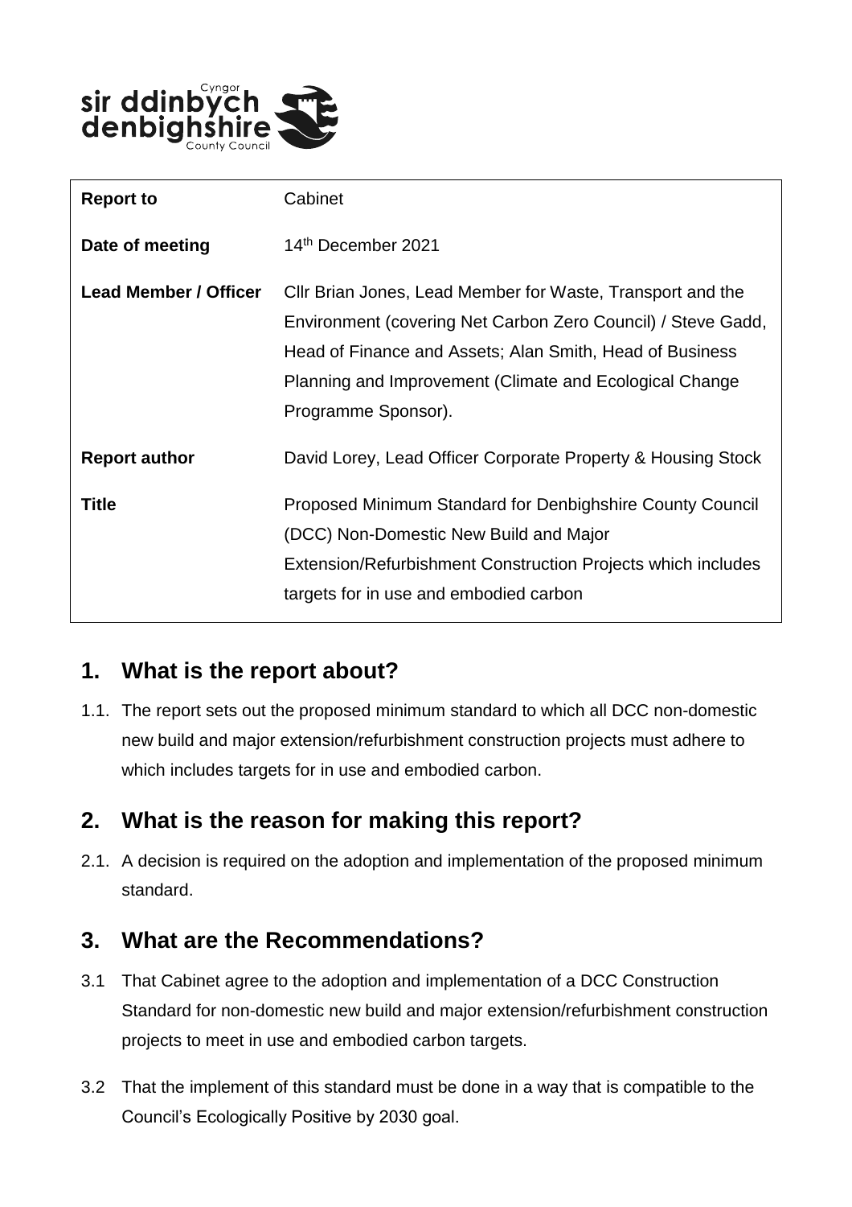| | |
|---|---|
| **Report to** | Cabinet |
| **Date of meeting** | 14th December 2021 |
| **Lead Member / Officer** | Cllr Brian Jones, Lead Member for Waste, Transport and the Environment (covering Net Carbon Zero Council) / Steve Gadd, Head of Finance and Assets; Alan Smith, Head of Business Planning and Improvement (Climate and Ecological Change Programme Sponsor). |
| **Report author** | David Lorey, Lead Officer Corporate Property & Housing Stock |
| **Title** | Proposed Minimum Standard for Denbighshire County Council (DCC) Non-Domestic New Build and Major Extension/Refurbishment Construction Projects which includes targets for in use and embodied carbon |

## 1. What is the report about?

1.1. The report sets out the proposed minimum standard to which all DCC non-domestic new build and major extension/refurbishment construction projects must adhere to which includes targets for in use and embodied carbon.

## 2. What is the reason for making this report?

2.1. A decision is required on the adoption and implementation of the proposed minimum standard.

## 3. What are the Recommendations?

3.1 That Cabinet agree to the adoption and implementation of a DCC Construction Standard for non-domestic new build and major extension/refurbishment construction projects to meet in use and embodied carbon targets.

3.2 That the implement of this standard must be done in a way that is compatible to the Council's Ecologically Positive by 2030 goal.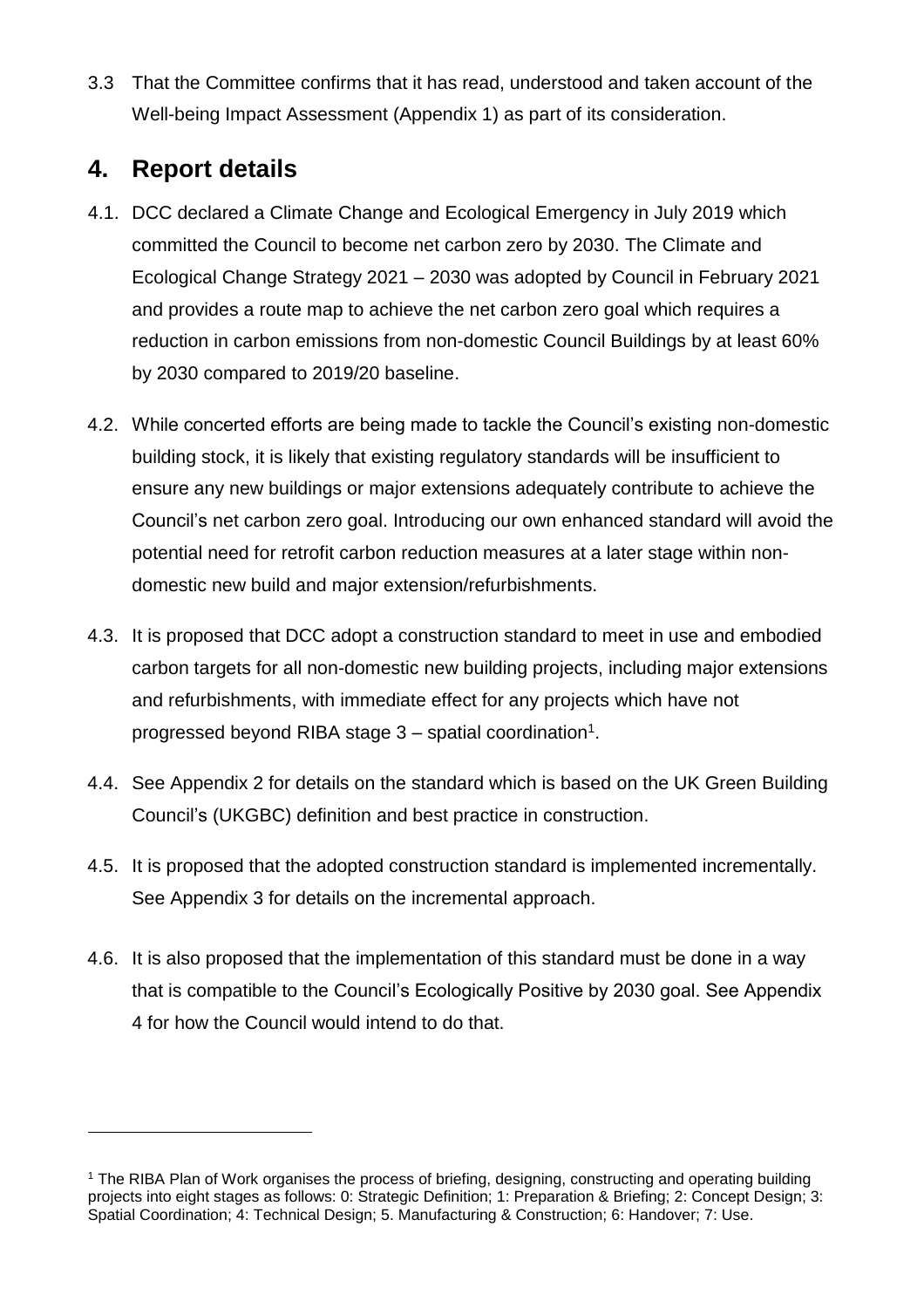3.3 That the Committee confirms that it has read, understood and taken account of the Well-being Impact Assessment (Appendix 1) as part of its consideration.

## 4. Report details

4.1. DCC declared a Climate Change and Ecological Emergency in July 2019 which committed the Council to become net carbon zero by 2030. The Climate and Ecological Change Strategy 2021 – 2030 was adopted by Council in February 2021 and provides a route map to achieve the net carbon zero goal which requires a reduction in carbon emissions from non-domestic Council Buildings by at least 60% by 2030 compared to 2019/20 baseline.

4.2. While concerted efforts are being made to tackle the Council's existing non-domestic building stock, it is likely that existing regulatory standards will be insufficient to ensure any new buildings or major extensions adequately contribute to achieve the Council's net carbon zero goal. Introducing our own enhanced standard will avoid the potential need for retrofit carbon reduction measures at a later stage within non-domestic new build and major extension/refurbishments.

4.3. It is proposed that DCC adopt a construction standard to meet in use and embodied carbon targets for all non-domestic new building projects, including major extensions and refurbishments, with immediate effect for any projects which have not progressed beyond RIBA stage 3 – spatial coordination[1].

4.4. See Appendix 2 for details on the standard which is based on the UK Green Building Council's (UKGBC) definition and best practice in construction.

4.5. It is proposed that the adopted construction standard is implemented incrementally. See Appendix 3 for details on the incremental approach.

4.6. It is also proposed that the implementation of this standard must be done in a way that is compatible to the Council's Ecologically Positive by 2030 goal. See Appendix 4 for how the Council would intend to do that.

[1] The RIBA Plan of Work organises the process of briefing, designing, constructing and operating building projects into eight stages as follows: 0: Strategic Definition; 1: Preparation & Briefing; 2: Concept Design; 3: Spatial Coordination; 4: Technical Design; 5. Manufacturing & Construction; 6: Handover; 7: Use.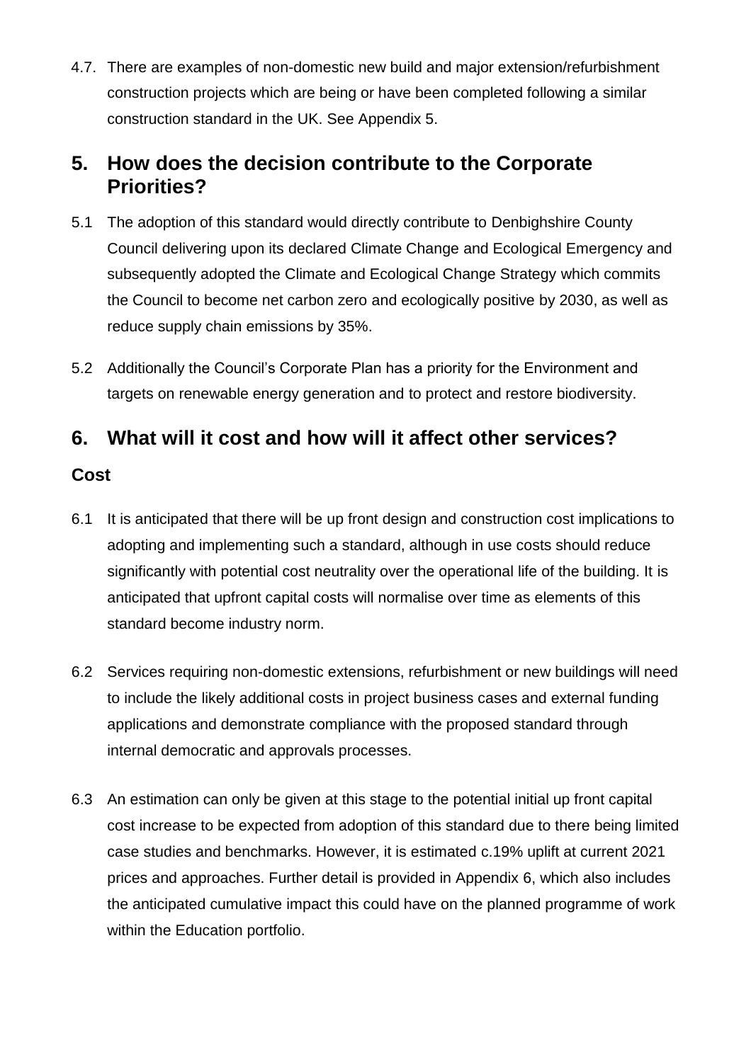4.7. There are examples of non-domestic new build and major extension/refurbishment construction projects which are being or have been completed following a similar construction standard in the UK. See Appendix 5.

## 5. How does the decision contribute to the Corporate Priorities?

5.1 The adoption of this standard would directly contribute to Denbighshire County Council delivering upon its declared Climate Change and Ecological Emergency and subsequently adopted the Climate and Ecological Change Strategy which commits the Council to become net carbon zero and ecologically positive by 2030, as well as reduce supply chain emissions by 35%.

5.2 Additionally the Council's Corporate Plan has a priority for the Environment and targets on renewable energy generation and to protect and restore biodiversity.

## 6. What will it cost and how will it affect other services?

### Cost

6.1 It is anticipated that there will be up front design and construction cost implications to adopting and implementing such a standard, although in use costs should reduce significantly with potential cost neutrality over the operational life of the building. It is anticipated that upfront capital costs will normalise over time as elements of this standard become industry norm.

6.2 Services requiring non-domestic extensions, refurbishment or new buildings will need to include the likely additional costs in project business cases and external funding applications and demonstrate compliance with the proposed standard through internal democratic and approvals processes.

6.3 An estimation can only be given at this stage to the potential initial up front capital cost increase to be expected from adoption of this standard due to there being limited case studies and benchmarks. However, it is estimated c.19% uplift at current 2021 prices and approaches. Further detail is provided in Appendix 6, which also includes the anticipated cumulative impact this could have on the planned programme of work within the Education portfolio.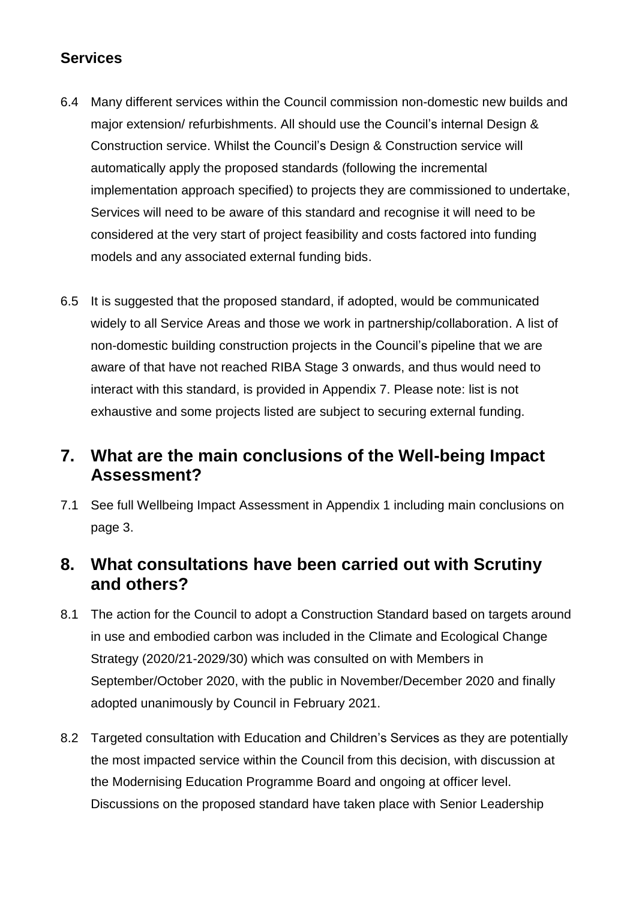### Services

6.4 Many different services within the Council commission non-domestic new builds and major extension/ refurbishments. All should use the Council's internal Design & Construction service. Whilst the Council's Design & Construction service will automatically apply the proposed standards (following the incremental implementation approach specified) to projects they are commissioned to undertake, Services will need to be aware of this standard and recognise it will need to be considered at the very start of project feasibility and costs factored into funding models and any associated external funding bids.

6.5 It is suggested that the proposed standard, if adopted, would be communicated widely to all Service Areas and those we work in partnership/collaboration. A list of non-domestic building construction projects in the Council's pipeline that we are aware of that have not reached RIBA Stage 3 onwards, and thus would need to interact with this standard, is provided in Appendix 7. Please note: list is not exhaustive and some projects listed are subject to securing external funding.

## 7. What are the main conclusions of the Well-being Impact Assessment?

7.1 See full Wellbeing Impact Assessment in Appendix 1 including main conclusions on page 3.

## 8. What consultations have been carried out with Scrutiny and others?

8.1 The action for the Council to adopt a Construction Standard based on targets around in use and embodied carbon was included in the Climate and Ecological Change Strategy (2020/21-2029/30) which was consulted on with Members in September/October 2020, with the public in November/December 2020 and finally adopted unanimously by Council in February 2021.

8.2 Targeted consultation with Education and Children's Services as they are potentially the most impacted service within the Council from this decision, with discussion at the Modernising Education Programme Board and ongoing at officer level. Discussions on the proposed standard have taken place with Senior Leadership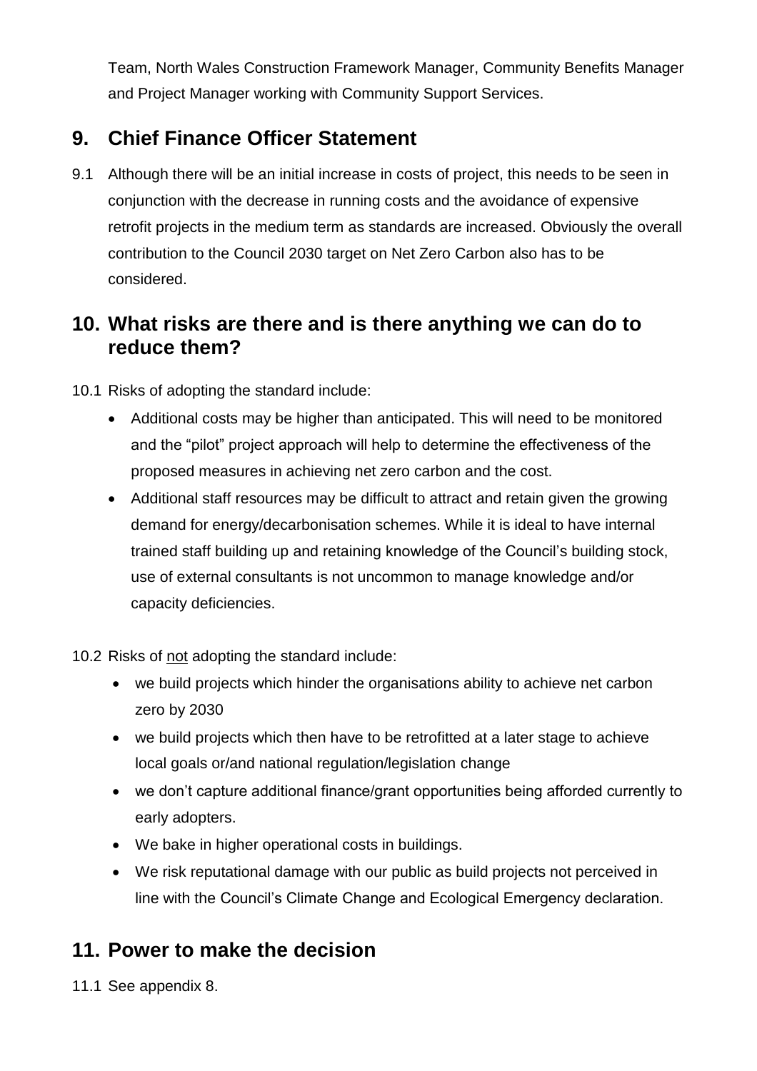Team, North Wales Construction Framework Manager, Community Benefits Manager and Project Manager working with Community Support Services.

## 9. Chief Finance Officer Statement

9.1 Although there will be an initial increase in costs of project, this needs to be seen in conjunction with the decrease in running costs and the avoidance of expensive retrofit projects in the medium term as standards are increased. Obviously the overall contribution to the Council 2030 target on Net Zero Carbon also has to be considered.

## 10. What risks are there and is there anything we can do to reduce them?

10.1 Risks of adopting the standard include:

- Additional costs may be higher than anticipated. This will need to be monitored and the "pilot" project approach will help to determine the effectiveness of the proposed measures in achieving net zero carbon and the cost.
- Additional staff resources may be difficult to attract and retain given the growing demand for energy/decarbonisation schemes. While it is ideal to have internal trained staff building up and retaining knowledge of the Council's building stock, use of external consultants is not uncommon to manage knowledge and/or capacity deficiencies.

10.2 Risks of <u>not</u> adopting the standard include:

- we build projects which hinder the organisations ability to achieve net carbon zero by 2030
- we build projects which then have to be retrofitted at a later stage to achieve local goals or/and national regulation/legislation change
- we don't capture additional finance/grant opportunities being afforded currently to early adopters.
- We bake in higher operational costs in buildings.
- We risk reputational damage with our public as build projects not perceived in line with the Council's Climate Change and Ecological Emergency declaration.

## 11. Power to make the decision

11.1 See appendix 8.